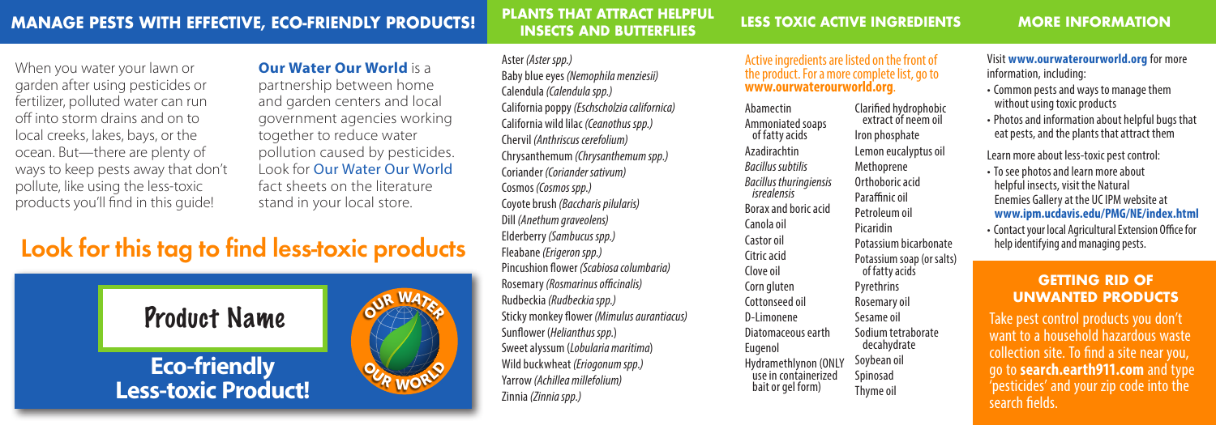## MANAGE PESTS WITH EFFECTIVE, ECO-FRIENDLY PRODUCTS!

When you water your lawn or garden after using pesticides or fertilizer, polluted water can run off into storm drains and on to local creeks, lakes, bays, or the ocean. But—there are plenty of ways to keep pests away that don't pollute, like using the less-toxic products you'll find in this guide!

**Our Water Our World** is a partnership between home and garden centers and local government agencies working together to reduce water pollution caused by pesticides. Look for Our Water Our World fact sheets on the literature stand in your local store.

# Look for this tag to find less-toxic products

Product Name

**Eco-friendly Less-toxic Product!**

OUR WATER OUR WORLD

## PLANTS THAT ATTRACT HELPFUL INSECTS AND BUTTERFLIES

- Aster *(Aster spp.)*
- Baby blue eyes *(Nemophila menziesii)*
- Calendula *(Calendula spp.)*
- California poppy *(Eschscholzia californica)*
- California wild lilac *(Ceanothus spp.)*
- Chervil *(Anthriscus cerefolium)*
- Chrysanthemum *(Chrysanthemum spp.)*
- Coriander *(Coriander sativum)*
- Cosmos *(Cosmos spp.)*
- Coyote brush *(Baccharis pilularis)*
- Dill *(Anethum graveolens)*
- Elderberry *(Sambucus spp.)*
- Fleabane *(Erigeron spp.)*
- Pincushion flower *(Scabiosa columbaria)*
- Rosemary *(Rosmarinus officinalis)*
- Rudbeckia *(Rudbeckia spp.)*
- Sticky monkey flower *(Mimulus aurantiacus)*
- Sunflower (*Helianthus spp.*)
- Sweet alyssum (*Lobularia maritima*)
- Wild buckwheat *(Eriogonum spp.)*
- Yarrow *(Achillea millefolium)*
- Zinnia *(Zinnia spp.)*

## LESS TOXIC ACTIVE INGREDIENTS

Active ingredients are listed on the front of the product. For a more complete list, go to **www.ourwaterourworld.org**.

- Abamectin
- Ammoniated soaps of fatty acids
- Azadirachtin
- *Bacillus subtilis*
- *Bacillus thuringiensis isrealensis*
- Borax and boric acid
- Canola oil
- Castor oil
- Citric acid
- Clove oil
- Corn gluten
- Cottonseed oil
- D-Limonene
- Diatomaceous earth
- Eugenol
- Hydramethlynon (ONLY use in containerized bait or gel form)
- Clarified hydrophobic extract of neem oil
- Iron phosphate
- Lemon eucalyptus oil
- Methoprene
- Orthoboric acid
- Paraffinic oil
- Petroleum oil
- Picaridin
- Potassium bicarbonate
- Potassium soap (or salts) of fatty acids
- Pyrethrins
- Rosemary oil
- Sesame oil
- Sodium tetraborate decahydrate
- Soybean oil
- Spinosad
- Thyme oil

## MORE INFORMATION

Visit **www.ourwaterourworld.org** for more information, including:

- Common pests and ways to manage them without using toxic products
- Photos and information about helpful bugs that eat pests, and the plants that attract them

Learn more about less-toxic pest control:

- To see photos and learn more about helpful insects, visit the Natural Enemies Gallery at the UC IPM website at **www.ipm.ucdavis.edu/PMG/NE/index.html**
- Contact your local Agricultural Extension Office for help identifying and managing pests.

### GETTING RID OF UNWANTED PRODUCTS

Take pest control products you don't want to a household hazardous waste collection site. To find a site near you, go to **search.earth911.com** and type 'pesticides' and your zip code into the search fields.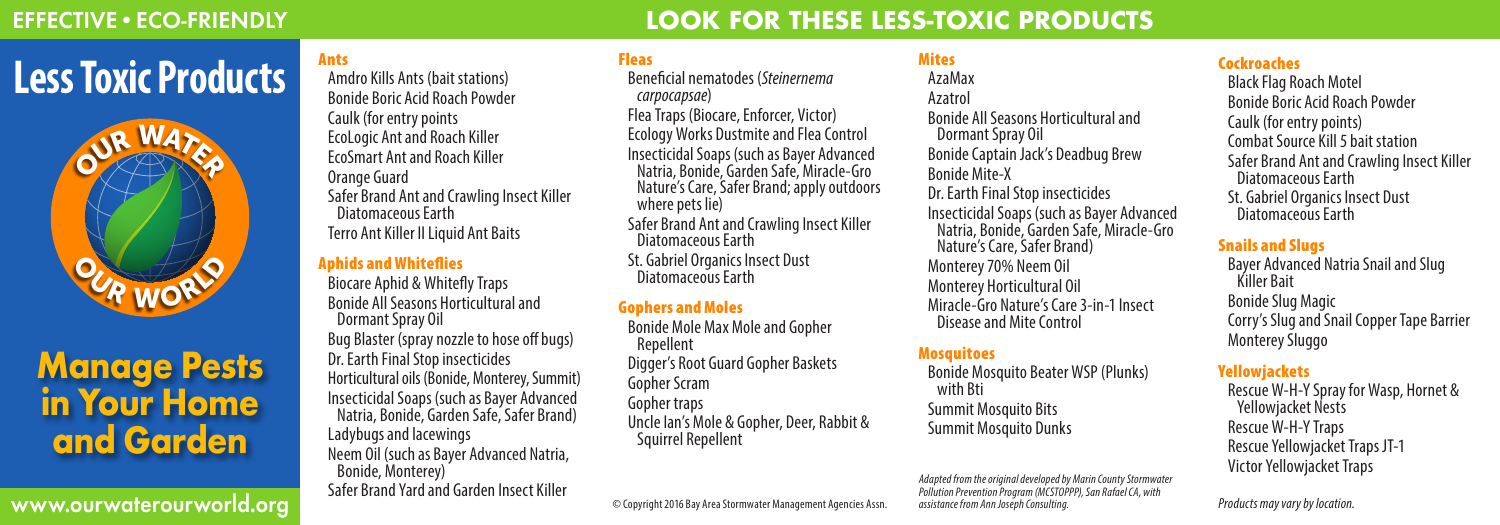EFFECTIVE • ECO-FRIENDLY

# Less Toxic Products

OUR WATER OUR WORLD

## Manage Pests in Your Home and Garden

www.ourwaterourworld.org

## LOOK FOR THESE LESS-TOXIC PRODUCTS

### Ants

- Amdro Kills Ants (bait stations)
- Bonide Boric Acid Roach Powder
- Caulk (for entry points)
- EcoLogic Ant and Roach Killer
- EcoSmart Ant and Roach Killer
- Orange Guard
- Safer Brand Ant and Crawling Insect Killer Diatomaceous Earth
- Terro Ant Killer II Liquid Ant Baits

### Aphids and Whiteflies

- Biocare Aphid & Whitefly Traps
- Bonide All Seasons Horticultural and Dormant Spray Oil
- Bug Blaster (spray nozzle to hose off bugs)
- Dr. Earth Final Stop insecticides
- Horticultural oils (Bonide, Monterey, Summit)
- Insecticidal Soaps (such as Bayer Advanced Natria, Bonide, Garden Safe, Safer Brand)
- Ladybugs and lacewings
- Neem Oil (such as Bayer Advanced Natria, Bonide, Monterey)
- Safer Brand Yard and Garden Insect Killer

### Fleas

- Beneficial nematodes (*Steinernema carpocapsae*)
- Flea Traps (Biocare, Enforcer, Victor)
- Ecology Works Dustmite and Flea Control
- Insecticidal Soaps (such as Bayer Advanced Natria, Bonide, Garden Safe, Miracle-Gro Nature's Care, Safer Brand; apply outdoors where pets lie)
- Safer Brand Ant and Crawling Insect Killer Diatomaceous Earth
- St. Gabriel Organics Insect Dust Diatomaceous Earth

### Gophers and Moles

- Bonide Mole Max Mole and Gopher Repellent
- Digger's Root Guard Gopher Baskets
- Gopher Scram
- Gopher traps
- Uncle Ian's Mole & Gopher, Deer, Rabbit & Squirrel Repellent

© Copyright 2016 Bay Area Stormwater Management Agencies Assn.

### Mites

- AzaMax
- Azatrol
- Bonide All Seasons Horticultural and Dormant Spray Oil
- Bonide Captain Jack's Deadbug Brew
- Bonide Mite-X
- Dr. Earth Final Stop insecticides
- Insecticidal Soaps (such as Bayer Advanced Natria, Bonide, Garden Safe, Miracle-Gro Nature's Care, Safer Brand)
- Monterey 70% Neem Oil
- Monterey Horticultural Oil
- Miracle-Gro Nature's Care 3-in-1 Insect Disease and Mite Control

### Mosquitoes

- Bonide Mosquito Beater WSP (Plunks) with Bti
- Summit Mosquito Bits
- Summit Mosquito Dunks

*Adapted from the original developed by Marin County Stormwater Pollution Prevention Program (MCSTOPPP), San Rafael CA, with assistance from Ann Joseph Consulting.*

### Cockroaches

- Black Flag Roach Motel
- Bonide Boric Acid Roach Powder
- Caulk (for entry points)
- Combat Source Kill 5 bait station
- Safer Brand Ant and Crawling Insect Killer Diatomaceous Earth
- St. Gabriel Organics Insect Dust Diatomaceous Earth

### Snails and Slugs

- Bayer Advanced Natria Snail and Slug Killer Bait
- Bonide Slug Magic
- Corry's Slug and Snail Copper Tape Barrier
- Monterey Sluggo

### Yellowjackets

- Rescue W-H-Y Spray for Wasp, Hornet & Yellowjacket Nests
- Rescue W-H-Y Traps
- Rescue Yellowjacket Traps JT-1
- Victor Yellowjacket Traps

*Products may vary by location.*